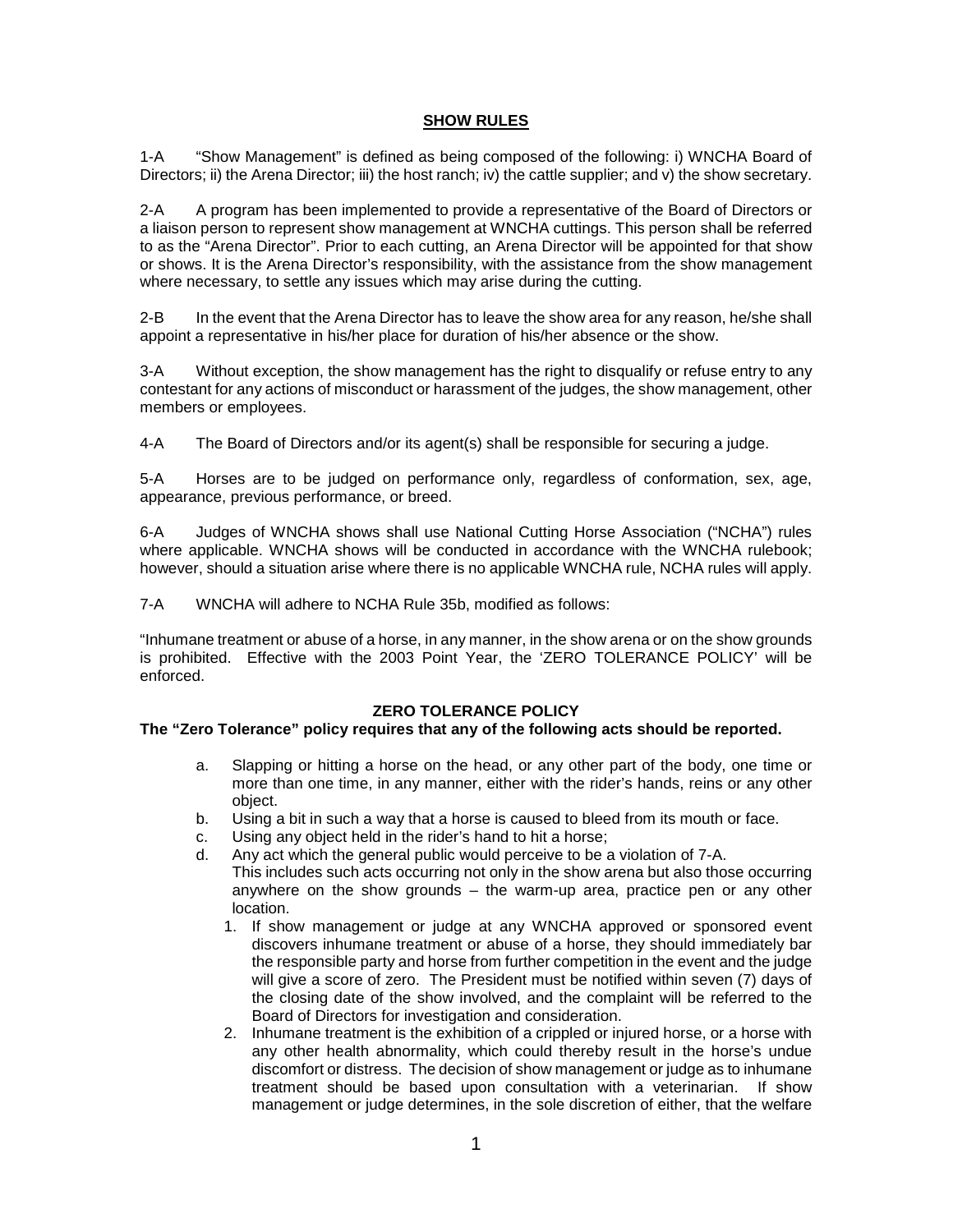## SHOW RULES

1-A "Show Management" is defined as being composed of the following: i) WNCHA Board of Directors; ii) the Arena Director; iii) the host ranch; iv) the cattle supplier; and v) the show secretary.

2-A A program has been implemented to provide a representative of the Board of Directors or a liaison person to represent show management at WNCHA cuttings. This person shall be referred to as the "Arena Director". Prior to each cutting, an Arena Director will be appointed for that show or shows. It is the Arena Director's responsibility, with the assistance from the show management where necessary, to settle any issues which may arise during the cutting.

2-B In the event that the Arena Director has to leave the show area for any reason, he/she shall appoint a representative in his/her place for duration of his/her absence or the show.

3-A Without exception, the show management has the right to disqualify or refuse entry to any contestant for any actions of misconduct or harassment of the judges, the show management, other members or employees.

4-A The Board of Directors and/or its agent(s) shall be responsible for securing a judge.

5-A Horses are to be judged on performance only, regardless of conformation, sex, age, appearance, previous performance, or breed.

6-A Judges of WNCHA shows shall use National Cutting Horse Association ("NCHA") rules where applicable. WNCHA shows will be conducted in accordance with the WNCHA rulebook; however, should a situation arise where there is no applicable WNCHA rule, NCHA rules will apply.

7-A WNCHA will adhere to NCHA Rule 35b, modified as follows:

"Inhumane treatment or abuse of a horse, in any manner, in the show arena or on the show grounds is prohibited. Effective with the 2003 Point Year, the 'ZERO TOLERANCE POLICY' will be enforced.

### ZERO TOLERANCE POLICY

**The "Zero Tolerance" policy requires that any of the following acts should be reported.**

a. Slapping or hitting a horse on the head, or any other part of the body, one time or more than one time, in any manner, either with the rider's hands, reins or any other object.
b. Using a bit in such a way that a horse is caused to bleed from its mouth or face.
c. Using any object held in the rider's hand to hit a horse;
d. Any act which the general public would perceive to be a violation of 7-A.
   This includes such acts occurring not only in the show arena but also those occurring anywhere on the show grounds – the warm-up area, practice pen or any other location.
   1. If show management or judge at any WNCHA approved or sponsored event discovers inhumane treatment or abuse of a horse, they should immediately bar the responsible party and horse from further competition in the event and the judge will give a score of zero. The President must be notified within seven (7) days of the closing date of the show involved, and the complaint will be referred to the Board of Directors for investigation and consideration.
   2. Inhumane treatment is the exhibition of a crippled or injured horse, or a horse with any other health abnormality, which could thereby result in the horse's undue discomfort or distress. The decision of show management or judge as to inhumane treatment should be based upon consultation with a veterinarian. If show management or judge determines, in the sole discretion of either, that the welfare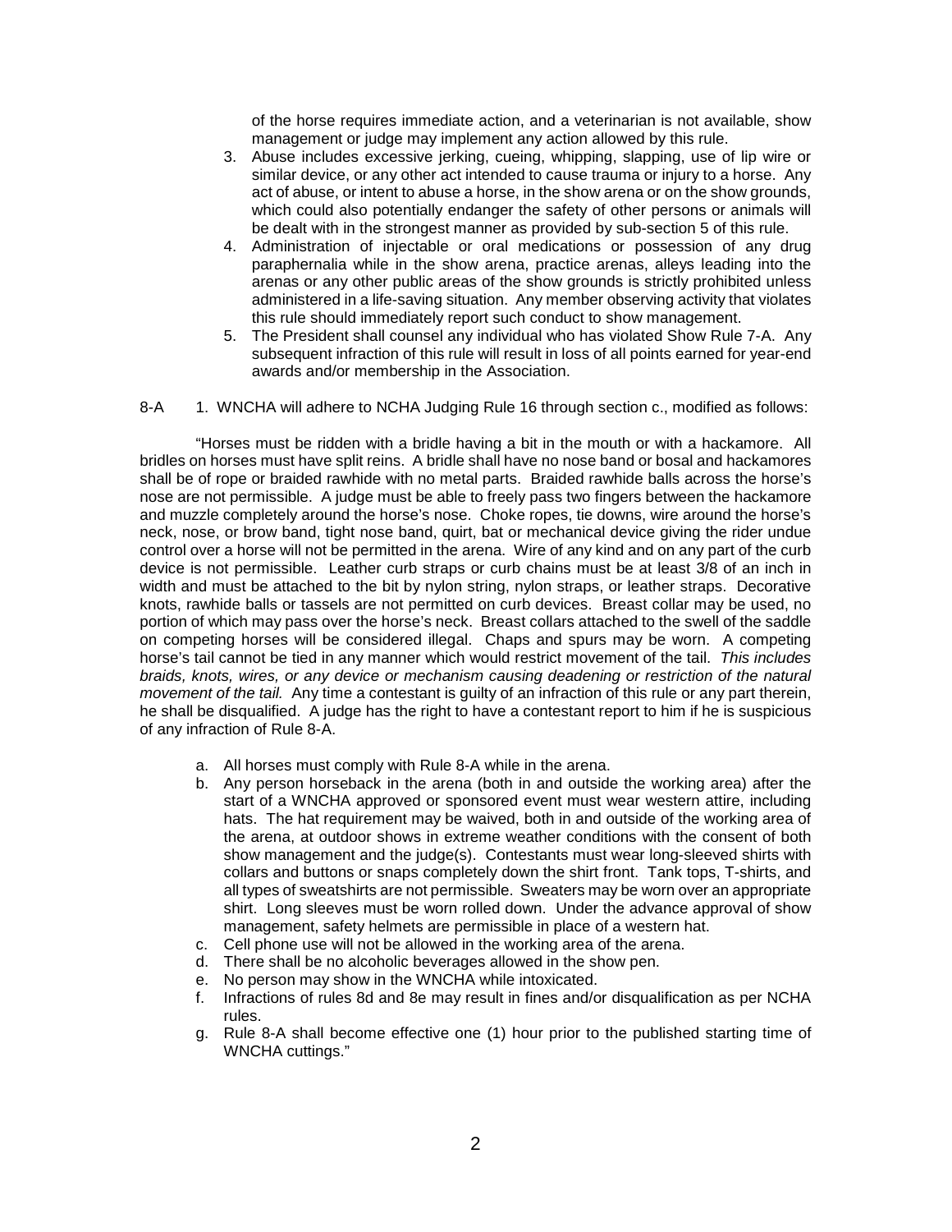of the horse requires immediate action, and a veterinarian is not available, show management or judge may implement any action allowed by this rule.

3. Abuse includes excessive jerking, cueing, whipping, slapping, use of lip wire or similar device, or any other act intended to cause trauma or injury to a horse. Any act of abuse, or intent to abuse a horse, in the show arena or on the show grounds, which could also potentially endanger the safety of other persons or animals will be dealt with in the strongest manner as provided by sub-section 5 of this rule.
4. Administration of injectable or oral medications or possession of any drug paraphernalia while in the show arena, practice arenas, alleys leading into the arenas or any other public areas of the show grounds is strictly prohibited unless administered in a life-saving situation. Any member observing activity that violates this rule should immediately report such conduct to show management.
5. The President shall counsel any individual who has violated Show Rule 7-A. Any subsequent infraction of this rule will result in loss of all points earned for year-end awards and/or membership in the Association.

8-A 1. WNCHA will adhere to NCHA Judging Rule 16 through section c., modified as follows:

"Horses must be ridden with a bridle having a bit in the mouth or with a hackamore. All bridles on horses must have split reins. A bridle shall have no nose band or bosal and hackamores shall be of rope or braided rawhide with no metal parts. Braided rawhide balls across the horse's nose are not permissible. A judge must be able to freely pass two fingers between the hackamore and muzzle completely around the horse's nose. Choke ropes, tie downs, wire around the horse's neck, nose, or brow band, tight nose band, quirt, bat or mechanical device giving the rider undue control over a horse will not be permitted in the arena. Wire of any kind and on any part of the curb device is not permissible. Leather curb straps or curb chains must be at least 3/8 of an inch in width and must be attached to the bit by nylon string, nylon straps, or leather straps. Decorative knots, rawhide balls or tassels are not permitted on curb devices. Breast collar may be used, no portion of which may pass over the horse's neck. Breast collars attached to the swell of the saddle on competing horses will be considered illegal. Chaps and spurs may be worn. A competing horse's tail cannot be tied in any manner which would restrict movement of the tail. *This includes braids, knots, wires, or any device or mechanism causing deadening or restriction of the natural movement of the tail.* Any time a contestant is guilty of an infraction of this rule or any part therein, he shall be disqualified. A judge has the right to have a contestant report to him if he is suspicious of any infraction of Rule 8-A.

a. All horses must comply with Rule 8-A while in the arena.
b. Any person horseback in the arena (both in and outside the working area) after the start of a WNCHA approved or sponsored event must wear western attire, including hats. The hat requirement may be waived, both in and outside of the working area of the arena, at outdoor shows in extreme weather conditions with the consent of both show management and the judge(s). Contestants must wear long-sleeved shirts with collars and buttons or snaps completely down the shirt front. Tank tops, T-shirts, and all types of sweatshirts are not permissible. Sweaters may be worn over an appropriate shirt. Long sleeves must be worn rolled down. Under the advance approval of show management, safety helmets are permissible in place of a western hat.
c. Cell phone use will not be allowed in the working area of the arena.
d. There shall be no alcoholic beverages allowed in the show pen.
e. No person may show in the WNCHA while intoxicated.
f. Infractions of rules 8d and 8e may result in fines and/or disqualification as per NCHA rules.
g. Rule 8-A shall become effective one (1) hour prior to the published starting time of WNCHA cuttings."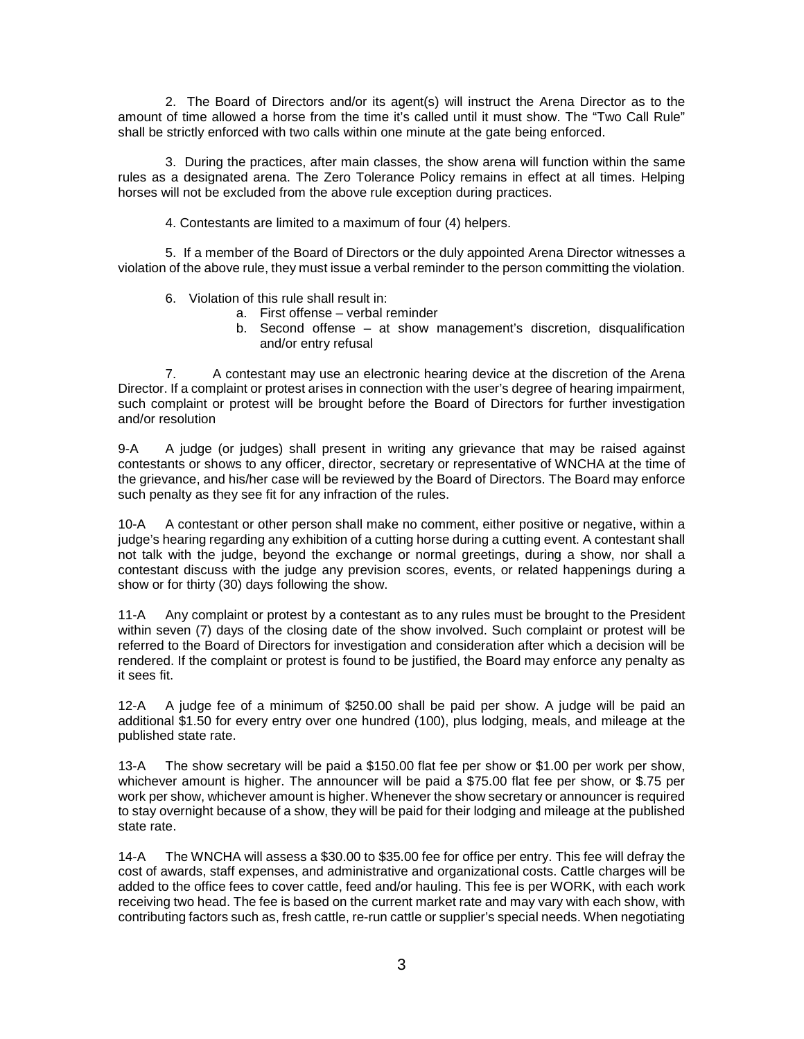2. The Board of Directors and/or its agent(s) will instruct the Arena Director as to the amount of time allowed a horse from the time it's called until it must show. The "Two Call Rule" shall be strictly enforced with two calls within one minute at the gate being enforced.

3. During the practices, after main classes, the show arena will function within the same rules as a designated arena. The Zero Tolerance Policy remains in effect at all times. Helping horses will not be excluded from the above rule exception during practices.

4. Contestants are limited to a maximum of four (4) helpers.

5. If a member of the Board of Directors or the duly appointed Arena Director witnesses a violation of the above rule, they must issue a verbal reminder to the person committing the violation.

6. Violation of this rule shall result in:
   a. First offense – verbal reminder
   b. Second offense – at show management's discretion, disqualification and/or entry refusal

7. A contestant may use an electronic hearing device at the discretion of the Arena Director. If a complaint or protest arises in connection with the user's degree of hearing impairment, such complaint or protest will be brought before the Board of Directors for further investigation and/or resolution

9-A A judge (or judges) shall present in writing any grievance that may be raised against contestants or shows to any officer, director, secretary or representative of WNCHA at the time of the grievance, and his/her case will be reviewed by the Board of Directors. The Board may enforce such penalty as they see fit for any infraction of the rules.

10-A A contestant or other person shall make no comment, either positive or negative, within a judge's hearing regarding any exhibition of a cutting horse during a cutting event. A contestant shall not talk with the judge, beyond the exchange or normal greetings, during a show, nor shall a contestant discuss with the judge any prevision scores, events, or related happenings during a show or for thirty (30) days following the show.

11-A Any complaint or protest by a contestant as to any rules must be brought to the President within seven (7) days of the closing date of the show involved. Such complaint or protest will be referred to the Board of Directors for investigation and consideration after which a decision will be rendered. If the complaint or protest is found to be justified, the Board may enforce any penalty as it sees fit.

12-A A judge fee of a minimum of $250.00 shall be paid per show. A judge will be paid an additional $1.50 for every entry over one hundred (100), plus lodging, meals, and mileage at the published state rate.

13-A The show secretary will be paid a $150.00 flat fee per show or $1.00 per work per show, whichever amount is higher. The announcer will be paid a $75.00 flat fee per show, or $.75 per work per show, whichever amount is higher. Whenever the show secretary or announcer is required to stay overnight because of a show, they will be paid for their lodging and mileage at the published state rate.

14-A The WNCHA will assess a $30.00 to $35.00 fee for office per entry. This fee will defray the cost of awards, staff expenses, and administrative and organizational costs. Cattle charges will be added to the office fees to cover cattle, feed and/or hauling. This fee is per WORK, with each work receiving two head. The fee is based on the current market rate and may vary with each show, with contributing factors such as, fresh cattle, re-run cattle or supplier's special needs. When negotiating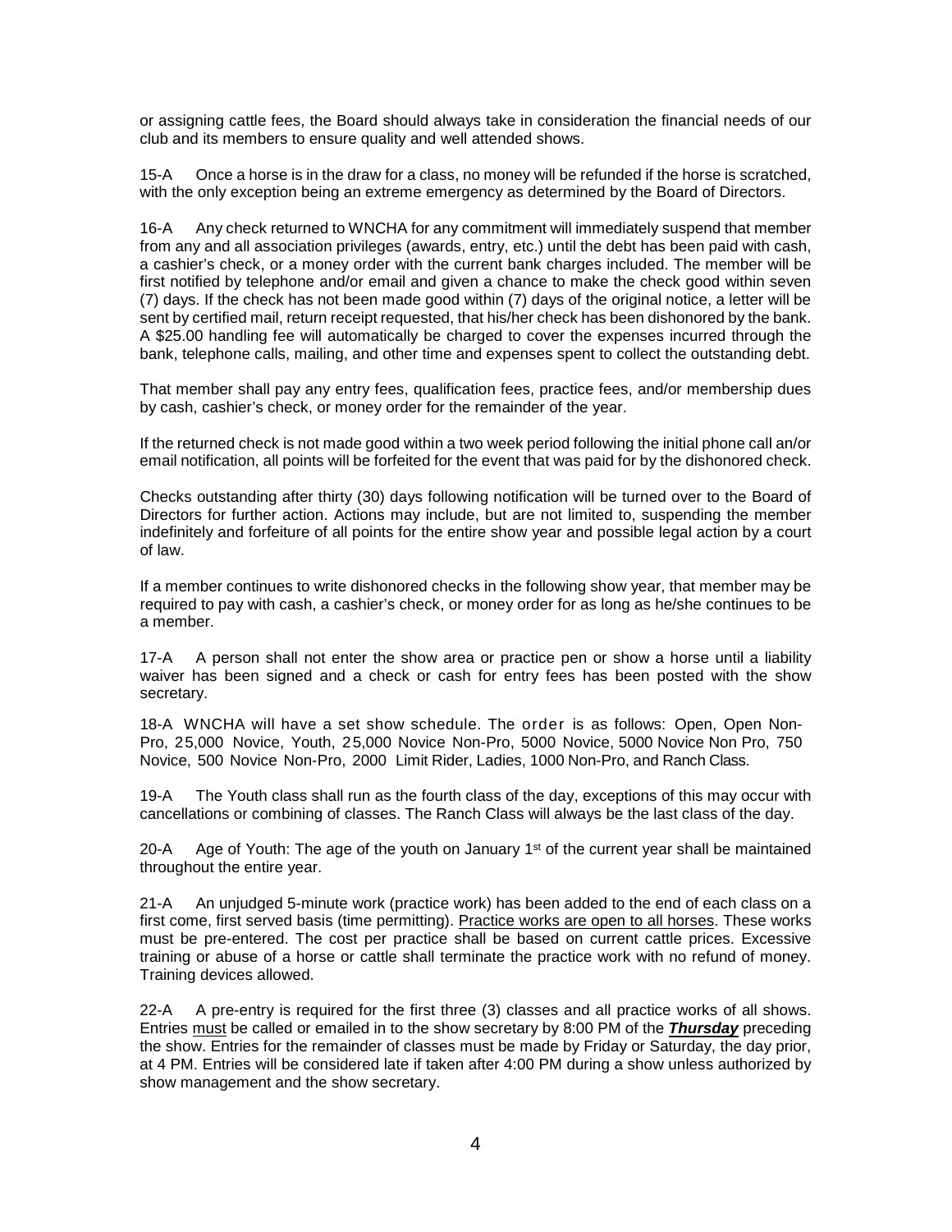or assigning cattle fees, the Board should always take in consideration the financial needs of our club and its members to ensure quality and well attended shows.

15-A Once a horse is in the draw for a class, no money will be refunded if the horse is scratched, with the only exception being an extreme emergency as determined by the Board of Directors.

16-A Any check returned to WNCHA for any commitment will immediately suspend that member from any and all association privileges (awards, entry, etc.) until the debt has been paid with cash, a cashier's check, or a money order with the current bank charges included. The member will be first notified by telephone and/or email and given a chance to make the check good within seven (7) days. If the check has not been made good within (7) days of the original notice, a letter will be sent by certified mail, return receipt requested, that his/her check has been dishonored by the bank. A $25.00 handling fee will automatically be charged to cover the expenses incurred through the bank, telephone calls, mailing, and other time and expenses spent to collect the outstanding debt.

That member shall pay any entry fees, qualification fees, practice fees, and/or membership dues by cash, cashier's check, or money order for the remainder of the year.

If the returned check is not made good within a two week period following the initial phone call an/or email notification, all points will be forfeited for the event that was paid for by the dishonored check.

Checks outstanding after thirty (30) days following notification will be turned over to the Board of Directors for further action. Actions may include, but are not limited to, suspending the member indefinitely and forfeiture of all points for the entire show year and possible legal action by a court of law.

If a member continues to write dishonored checks in the following show year, that member may be required to pay with cash, a cashier's check, or money order for as long as he/she continues to be a member.

17-A A person shall not enter the show area or practice pen or show a horse until a liability waiver has been signed and a check or cash for entry fees has been posted with the show secretary.

18-A WNCHA will have a set show schedule. The order is as follows: Open, Open Non-Pro, 25,000 Novice, Youth, 25,000 Novice Non-Pro, 5000 Novice, 5000 Novice Non Pro, 750 Novice, 500 Novice Non-Pro, 2000 Limit Rider, Ladies, 1000 Non-Pro, and Ranch Class.

19-A The Youth class shall run as the fourth class of the day, exceptions of this may occur with cancellations or combining of classes. The Ranch Class will always be the last class of the day.

20-A Age of Youth: The age of the youth on January 1st of the current year shall be maintained throughout the entire year.

21-A An unjudged 5-minute work (practice work) has been added to the end of each class on a first come, first served basis (time permitting). Practice works are open to all horses. These works must be pre-entered. The cost per practice shall be based on current cattle prices. Excessive training or abuse of a horse or cattle shall terminate the practice work with no refund of money. Training devices allowed.

22-A A pre-entry is required for the first three (3) classes and all practice works of all shows. Entries must be called or emailed in to the show secretary by 8:00 PM of the ***Thursday*** preceding the show. Entries for the remainder of classes must be made by Friday or Saturday, the day prior, at 4 PM. Entries will be considered late if taken after 4:00 PM during a show unless authorized by show management and the show secretary.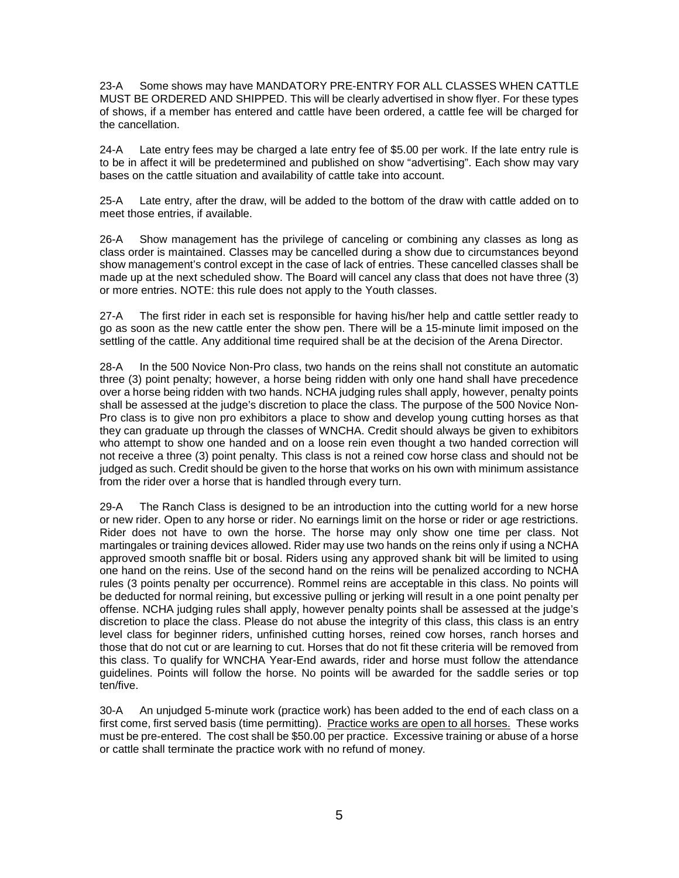23-A Some shows may have MANDATORY PRE-ENTRY FOR ALL CLASSES WHEN CATTLE MUST BE ORDERED AND SHIPPED. This will be clearly advertised in show flyer. For these types of shows, if a member has entered and cattle have been ordered, a cattle fee will be charged for the cancellation.

24-A Late entry fees may be charged a late entry fee of $5.00 per work. If the late entry rule is to be in affect it will be predetermined and published on show "advertising". Each show may vary bases on the cattle situation and availability of cattle take into account.

25-A Late entry, after the draw, will be added to the bottom of the draw with cattle added on to meet those entries, if available.

26-A Show management has the privilege of canceling or combining any classes as long as class order is maintained. Classes may be cancelled during a show due to circumstances beyond show management's control except in the case of lack of entries. These cancelled classes shall be made up at the next scheduled show. The Board will cancel any class that does not have three (3) or more entries. NOTE: this rule does not apply to the Youth classes.

27-A The first rider in each set is responsible for having his/her help and cattle settler ready to go as soon as the new cattle enter the show pen. There will be a 15-minute limit imposed on the settling of the cattle. Any additional time required shall be at the decision of the Arena Director.

28-A In the 500 Novice Non-Pro class, two hands on the reins shall not constitute an automatic three (3) point penalty; however, a horse being ridden with only one hand shall have precedence over a horse being ridden with two hands. NCHA judging rules shall apply, however, penalty points shall be assessed at the judge's discretion to place the class. The purpose of the 500 Novice Non-Pro class is to give non pro exhibitors a place to show and develop young cutting horses as that they can graduate up through the classes of WNCHA. Credit should always be given to exhibitors who attempt to show one handed and on a loose rein even thought a two handed correction will not receive a three (3) point penalty. This class is not a reined cow horse class and should not be judged as such. Credit should be given to the horse that works on his own with minimum assistance from the rider over a horse that is handled through every turn.

29-A The Ranch Class is designed to be an introduction into the cutting world for a new horse or new rider. Open to any horse or rider. No earnings limit on the horse or rider or age restrictions. Rider does not have to own the horse. The horse may only show one time per class. Not martingales or training devices allowed. Rider may use two hands on the reins only if using a NCHA approved smooth snaffle bit or bosal. Riders using any approved shank bit will be limited to using one hand on the reins. Use of the second hand on the reins will be penalized according to NCHA rules (3 points penalty per occurrence). Rommel reins are acceptable in this class. No points will be deducted for normal reining, but excessive pulling or jerking will result in a one point penalty per offense. NCHA judging rules shall apply, however penalty points shall be assessed at the judge's discretion to place the class. Please do not abuse the integrity of this class, this class is an entry level class for beginner riders, unfinished cutting horses, reined cow horses, ranch horses and those that do not cut or are learning to cut. Horses that do not fit these criteria will be removed from this class. To qualify for WNCHA Year-End awards, rider and horse must follow the attendance guidelines. Points will follow the horse. No points will be awarded for the saddle series or top ten/five.

30-A An unjudged 5-minute work (practice work) has been added to the end of each class on a first come, first served basis (time permitting). Practice works are open to all horses. These works must be pre-entered. The cost shall be $50.00 per practice. Excessive training or abuse of a horse or cattle shall terminate the practice work with no refund of money.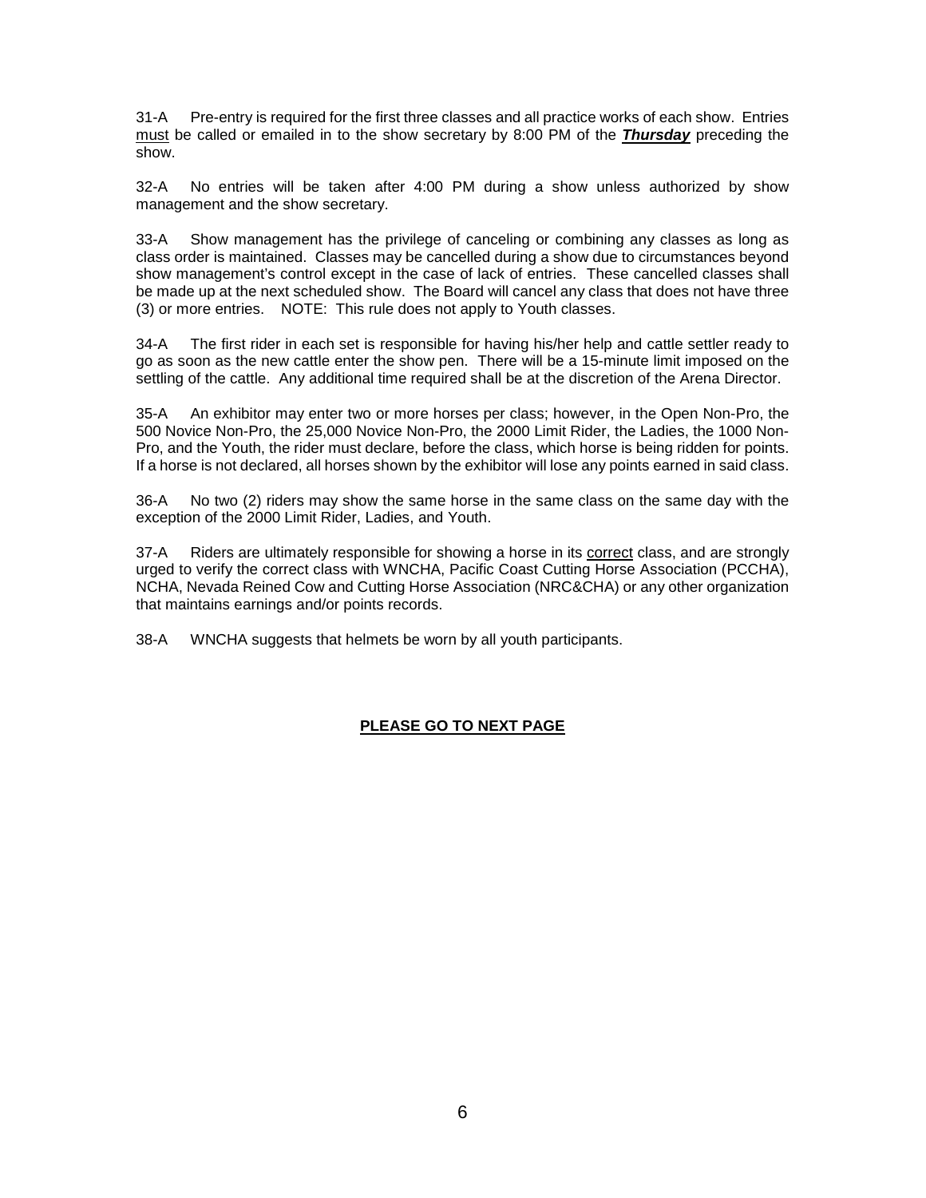31-A Pre-entry is required for the first three classes and all practice works of each show. Entries <u>must</u> be called or emailed in to the show secretary by 8:00 PM of the ***<u>Thursday</u>*** preceding the show.

32-A No entries will be taken after 4:00 PM during a show unless authorized by show management and the show secretary.

33-A Show management has the privilege of canceling or combining any classes as long as class order is maintained. Classes may be cancelled during a show due to circumstances beyond show management's control except in the case of lack of entries. These cancelled classes shall be made up at the next scheduled show. The Board will cancel any class that does not have three (3) or more entries. NOTE: This rule does not apply to Youth classes.

34-A The first rider in each set is responsible for having his/her help and cattle settler ready to go as soon as the new cattle enter the show pen. There will be a 15-minute limit imposed on the settling of the cattle. Any additional time required shall be at the discretion of the Arena Director.

35-A An exhibitor may enter two or more horses per class; however, in the Open Non-Pro, the 500 Novice Non-Pro, the 25,000 Novice Non-Pro, the 2000 Limit Rider, the Ladies, the 1000 Non-Pro, and the Youth, the rider must declare, before the class, which horse is being ridden for points. If a horse is not declared, all horses shown by the exhibitor will lose any points earned in said class.

36-A No two (2) riders may show the same horse in the same class on the same day with the exception of the 2000 Limit Rider, Ladies, and Youth.

37-A Riders are ultimately responsible for showing a horse in its <u>correct</u> class, and are strongly urged to verify the correct class with WNCHA, Pacific Coast Cutting Horse Association (PCCHA), NCHA, Nevada Reined Cow and Cutting Horse Association (NRC&CHA) or any other organization that maintains earnings and/or points records.

38-A WNCHA suggests that helmets be worn by all youth participants.

**<u>PLEASE GO TO NEXT PAGE</u>**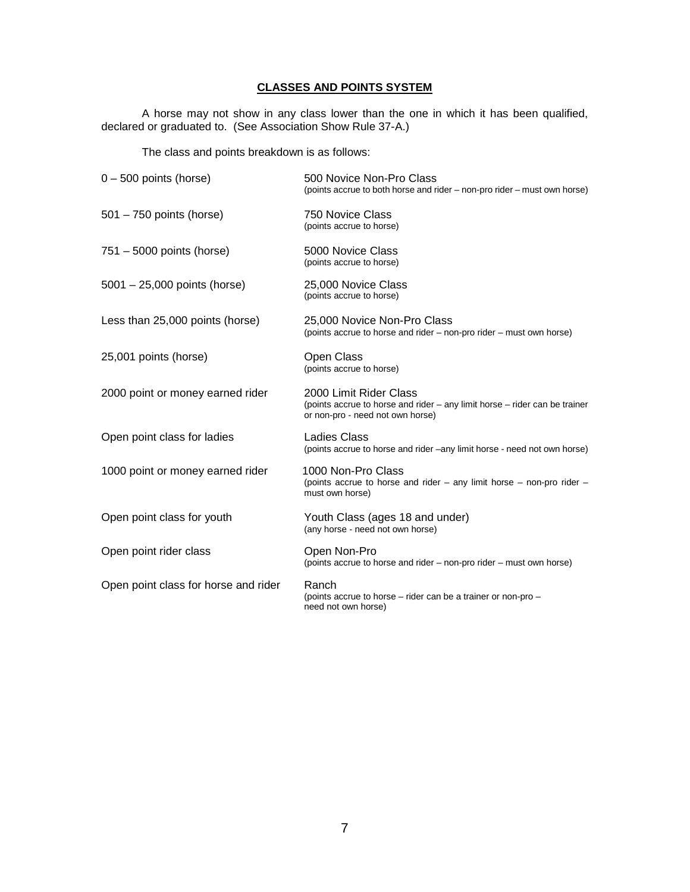## CLASSES AND POINTS SYSTEM

A horse may not show in any class lower than the one in which it has been qualified, declared or graduated to. (See Association Show Rule 37-A.)

The class and points breakdown is as follows:

| | |
|---|---|
| 0 – 500 points (horse) | 500 Novice Non-Pro Class<br>(points accrue to both horse and rider – non-pro rider – must own horse) |
| 501 – 750 points (horse) | 750 Novice Class<br>(points accrue to horse) |
| 751 – 5000 points (horse) | 5000 Novice Class<br>(points accrue to horse) |
| 5001 – 25,000 points (horse) | 25,000 Novice Class<br>(points accrue to horse) |
| Less than 25,000 points (horse) | 25,000 Novice Non-Pro Class<br>(points accrue to horse and rider – non-pro rider – must own horse) |
| 25,001 points (horse) | Open Class<br>(points accrue to horse) |
| 2000 point or money earned rider | 2000 Limit Rider Class<br>(points accrue to horse and rider – any limit horse – rider can be trainer or non-pro - need not own horse) |
| Open point class for ladies | Ladies Class<br>(points accrue to horse and rider –any limit horse - need not own horse) |
| 1000 point or money earned rider | 1000 Non-Pro Class<br>(points accrue to horse and rider – any limit horse – non-pro rider – must own horse) |
| Open point class for youth | Youth Class (ages 18 and under)<br>(any horse - need not own horse) |
| Open point rider class | Open Non-Pro<br>(points accrue to horse and rider – non-pro rider – must own horse) |
| Open point class for horse and rider | Ranch<br>(points accrue to horse – rider can be a trainer or non-pro – need not own horse) |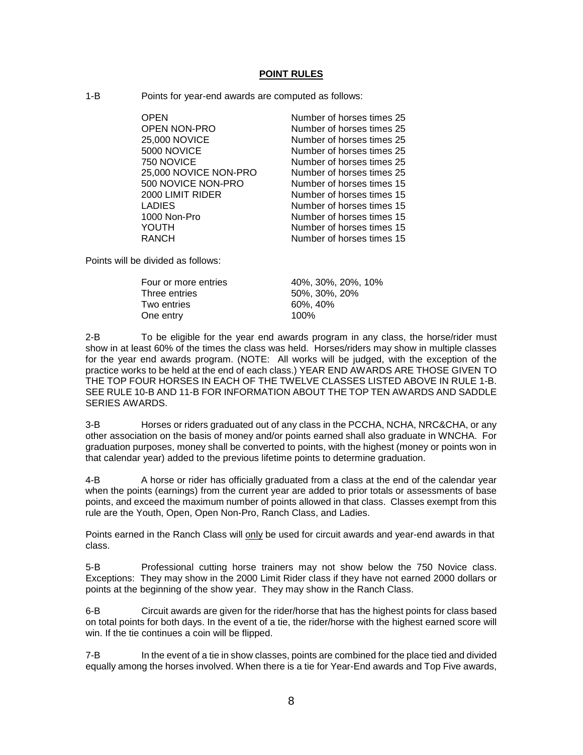## POINT RULES

1-B Points for year-end awards are computed as follows:

| | |
|---|---|
| OPEN | Number of horses times 25 |
| OPEN NON-PRO | Number of horses times 25 |
| 25,000 NOVICE | Number of horses times 25 |
| 5000 NOVICE | Number of horses times 25 |
| 750 NOVICE | Number of horses times 25 |
| 25,000 NOVICE NON-PRO | Number of horses times 25 |
| 500 NOVICE NON-PRO | Number of horses times 15 |
| 2000 LIMIT RIDER | Number of horses times 15 |
| LADIES | Number of horses times 15 |
| 1000 Non-Pro | Number of horses times 15 |
| YOUTH | Number of horses times 15 |
| RANCH | Number of horses times 15 |

Points will be divided as follows:

| | |
|---|---|
| Four or more entries | 40%, 30%, 20%, 10% |
| Three entries | 50%, 30%, 20% |
| Two entries | 60%, 40% |
| One entry | 100% |

2-B To be eligible for the year end awards program in any class, the horse/rider must show in at least 60% of the times the class was held. Horses/riders may show in multiple classes for the year end awards program. (NOTE: All works will be judged, with the exception of the practice works to be held at the end of each class.) YEAR END AWARDS ARE THOSE GIVEN TO THE TOP FOUR HORSES IN EACH OF THE TWELVE CLASSES LISTED ABOVE IN RULE 1-B. SEE RULE 10-B AND 11-B FOR INFORMATION ABOUT THE TOP TEN AWARDS AND SADDLE SERIES AWARDS.

3-B Horses or riders graduated out of any class in the PCCHA, NCHA, NRC&CHA, or any other association on the basis of money and/or points earned shall also graduate in WNCHA. For graduation purposes, money shall be converted to points, with the highest (money or points won in that calendar year) added to the previous lifetime points to determine graduation.

4-B A horse or rider has officially graduated from a class at the end of the calendar year when the points (earnings) from the current year are added to prior totals or assessments of base points, and exceed the maximum number of points allowed in that class. Classes exempt from this rule are the Youth, Open, Open Non-Pro, Ranch Class, and Ladies.

Points earned in the Ranch Class will <u>only</u> be used for circuit awards and year-end awards in that class.

5-B Professional cutting horse trainers may not show below the 750 Novice class. Exceptions: They may show in the 2000 Limit Rider class if they have not earned 2000 dollars or points at the beginning of the show year. They may show in the Ranch Class.

6-B Circuit awards are given for the rider/horse that has the highest points for class based on total points for both days. In the event of a tie, the rider/horse with the highest earned score will win. If the tie continues a coin will be flipped.

7-B In the event of a tie in show classes, points are combined for the place tied and divided equally among the horses involved. When there is a tie for Year-End awards and Top Five awards,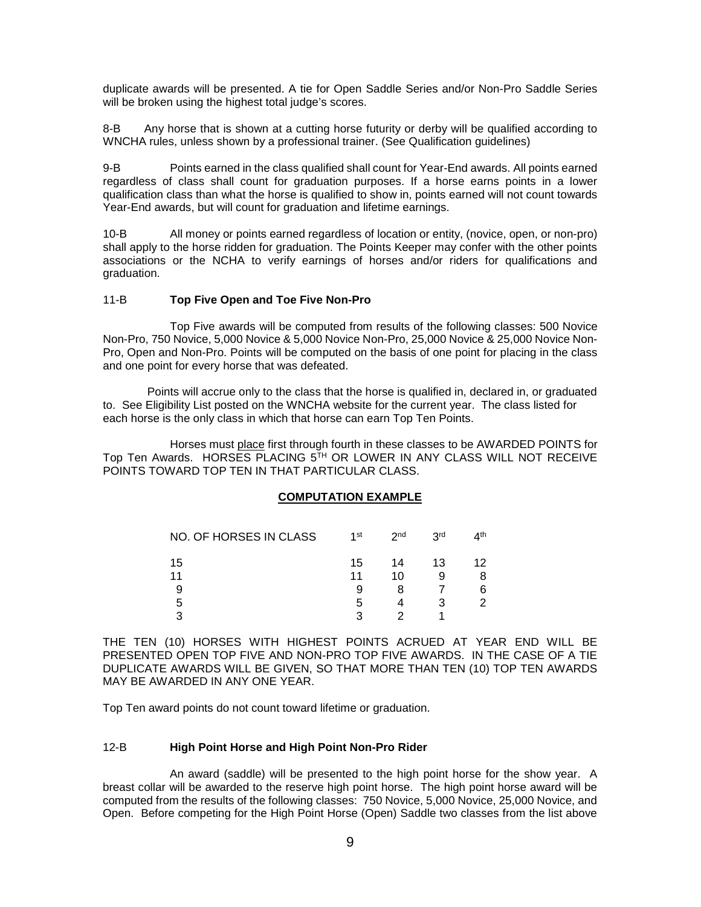duplicate awards will be presented. A tie for Open Saddle Series and/or Non-Pro Saddle Series will be broken using the highest total judge's scores.

8-B Any horse that is shown at a cutting horse futurity or derby will be qualified according to WNCHA rules, unless shown by a professional trainer. (See Qualification guidelines)

9-B Points earned in the class qualified shall count for Year-End awards. All points earned regardless of class shall count for graduation purposes. If a horse earns points in a lower qualification class than what the horse is qualified to show in, points earned will not count towards Year-End awards, but will count for graduation and lifetime earnings.

10-B All money or points earned regardless of location or entity, (novice, open, or non-pro) shall apply to the horse ridden for graduation. The Points Keeper may confer with the other points associations or the NCHA to verify earnings of horses and/or riders for qualifications and graduation.

11-B **Top Five Open and Toe Five Non-Pro**

Top Five awards will be computed from results of the following classes: 500 Novice Non-Pro, 750 Novice, 5,000 Novice & 5,000 Novice Non-Pro, 25,000 Novice & 25,000 Novice Non-Pro, Open and Non-Pro. Points will be computed on the basis of one point for placing in the class and one point for every horse that was defeated.

Points will accrue only to the class that the horse is qualified in, declared in, or graduated to. See Eligibility List posted on the WNCHA website for the current year. The class listed for each horse is the only class in which that horse can earn Top Ten Points.

Horses must place first through fourth in these classes to be AWARDED POINTS for Top Ten Awards. HORSES PLACING 5TH OR LOWER IN ANY CLASS WILL NOT RECEIVE POINTS TOWARD TOP TEN IN THAT PARTICULAR CLASS.

**COMPUTATION EXAMPLE**

| NO. OF HORSES IN CLASS | 1st | 2nd | 3rd | 4th |
|---|---|---|---|---|
| 15 | 15 | 14 | 13 | 12 |
| 11 | 11 | 10 | 9 | 8 |
| 9 | 9 | 8 | 7 | 6 |
| 5 | 5 | 4 | 3 | 2 |
| 3 | 3 | 2 | 1 | |

THE TEN (10) HORSES WITH HIGHEST POINTS ACRUED AT YEAR END WILL BE PRESENTED OPEN TOP FIVE AND NON-PRO TOP FIVE AWARDS. IN THE CASE OF A TIE DUPLICATE AWARDS WILL BE GIVEN, SO THAT MORE THAN TEN (10) TOP TEN AWARDS MAY BE AWARDED IN ANY ONE YEAR.

Top Ten award points do not count toward lifetime or graduation.

12-B **High Point Horse and High Point Non-Pro Rider**

An award (saddle) will be presented to the high point horse for the show year. A breast collar will be awarded to the reserve high point horse. The high point horse award will be computed from the results of the following classes: 750 Novice, 5,000 Novice, 25,000 Novice, and Open. Before competing for the High Point Horse (Open) Saddle two classes from the list above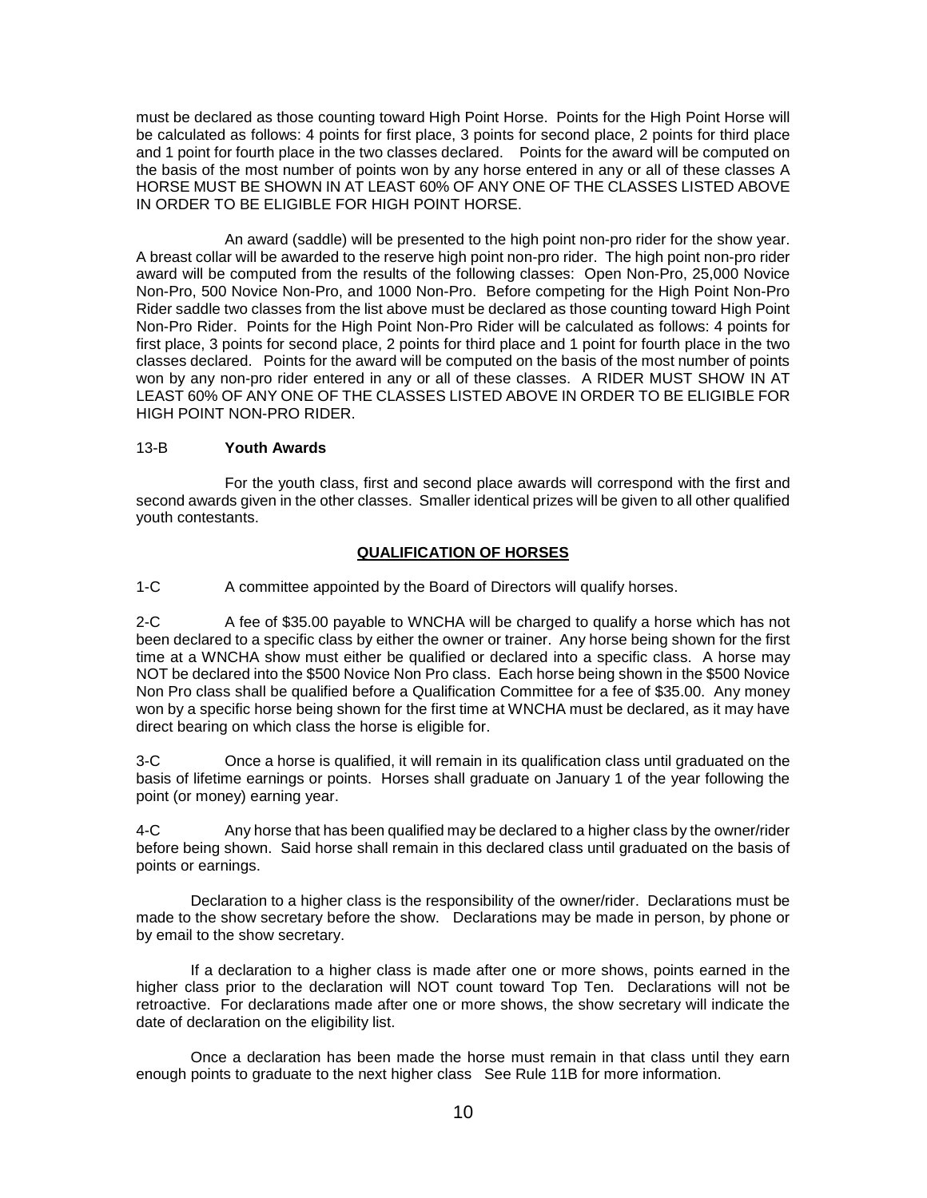must be declared as those counting toward High Point Horse. Points for the High Point Horse will be calculated as follows: 4 points for first place, 3 points for second place, 2 points for third place and 1 point for fourth place in the two classes declared. Points for the award will be computed on the basis of the most number of points won by any horse entered in any or all of these classes A HORSE MUST BE SHOWN IN AT LEAST 60% OF ANY ONE OF THE CLASSES LISTED ABOVE IN ORDER TO BE ELIGIBLE FOR HIGH POINT HORSE.

An award (saddle) will be presented to the high point non-pro rider for the show year. A breast collar will be awarded to the reserve high point non-pro rider. The high point non-pro rider award will be computed from the results of the following classes: Open Non-Pro, 25,000 Novice Non-Pro, 500 Novice Non-Pro, and 1000 Non-Pro. Before competing for the High Point Non-Pro Rider saddle two classes from the list above must be declared as those counting toward High Point Non-Pro Rider. Points for the High Point Non-Pro Rider will be calculated as follows: 4 points for first place, 3 points for second place, 2 points for third place and 1 point for fourth place in the two classes declared. Points for the award will be computed on the basis of the most number of points won by any non-pro rider entered in any or all of these classes. A RIDER MUST SHOW IN AT LEAST 60% OF ANY ONE OF THE CLASSES LISTED ABOVE IN ORDER TO BE ELIGIBLE FOR HIGH POINT NON-PRO RIDER.

13-B **Youth Awards**

For the youth class, first and second place awards will correspond with the first and second awards given in the other classes. Smaller identical prizes will be given to all other qualified youth contestants.

## QUALIFICATION OF HORSES

1-C A committee appointed by the Board of Directors will qualify horses.

2-C A fee of $35.00 payable to WNCHA will be charged to qualify a horse which has not been declared to a specific class by either the owner or trainer. Any horse being shown for the first time at a WNCHA show must either be qualified or declared into a specific class. A horse may NOT be declared into the $500 Novice Non Pro class. Each horse being shown in the $500 Novice Non Pro class shall be qualified before a Qualification Committee for a fee of $35.00. Any money won by a specific horse being shown for the first time at WNCHA must be declared, as it may have direct bearing on which class the horse is eligible for.

3-C Once a horse is qualified, it will remain in its qualification class until graduated on the basis of lifetime earnings or points. Horses shall graduate on January 1 of the year following the point (or money) earning year.

4-C Any horse that has been qualified may be declared to a higher class by the owner/rider before being shown. Said horse shall remain in this declared class until graduated on the basis of points or earnings.

Declaration to a higher class is the responsibility of the owner/rider. Declarations must be made to the show secretary before the show. Declarations may be made in person, by phone or by email to the show secretary.

If a declaration to a higher class is made after one or more shows, points earned in the higher class prior to the declaration will NOT count toward Top Ten. Declarations will not be retroactive. For declarations made after one or more shows, the show secretary will indicate the date of declaration on the eligibility list.

Once a declaration has been made the horse must remain in that class until they earn enough points to graduate to the next higher class See Rule 11B for more information.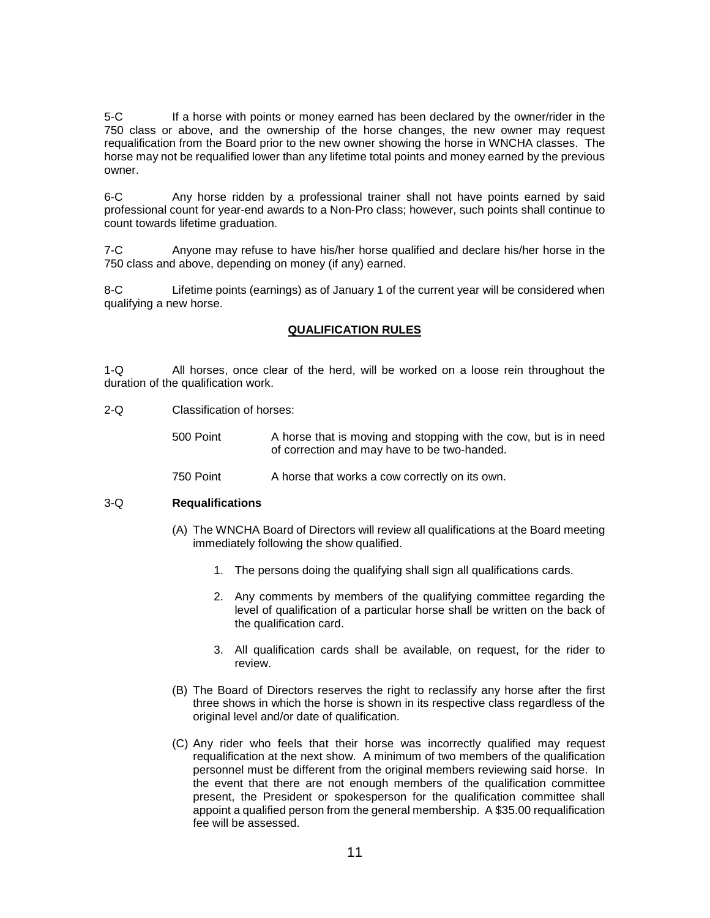5-C If a horse with points or money earned has been declared by the owner/rider in the 750 class or above, and the ownership of the horse changes, the new owner may request requalification from the Board prior to the new owner showing the horse in WNCHA classes. The horse may not be requalified lower than any lifetime total points and money earned by the previous owner.

6-C Any horse ridden by a professional trainer shall not have points earned by said professional count for year-end awards to a Non-Pro class; however, such points shall continue to count towards lifetime graduation.

7-C Anyone may refuse to have his/her horse qualified and declare his/her horse in the 750 class and above, depending on money (if any) earned.

8-C Lifetime points (earnings) as of January 1 of the current year will be considered when qualifying a new horse.

## QUALIFICATION RULES

1-Q All horses, once clear of the herd, will be worked on a loose rein throughout the duration of the qualification work.

2-Q Classification of horses:

500 Point — A horse that is moving and stopping with the cow, but is in need of correction and may have to be two-handed.

750 Point — A horse that works a cow correctly on its own.

3-Q **Requalifications**

(A) The WNCHA Board of Directors will review all qualifications at the Board meeting immediately following the show qualified.

1. The persons doing the qualifying shall sign all qualifications cards.
2. Any comments by members of the qualifying committee regarding the level of qualification of a particular horse shall be written on the back of the qualification card.
3. All qualification cards shall be available, on request, for the rider to review.

(B) The Board of Directors reserves the right to reclassify any horse after the first three shows in which the horse is shown in its respective class regardless of the original level and/or date of qualification.

(C) Any rider who feels that their horse was incorrectly qualified may request requalification at the next show. A minimum of two members of the qualification personnel must be different from the original members reviewing said horse. In the event that there are not enough members of the qualification committee present, the President or spokesperson for the qualification committee shall appoint a qualified person from the general membership. A $35.00 requalification fee will be assessed.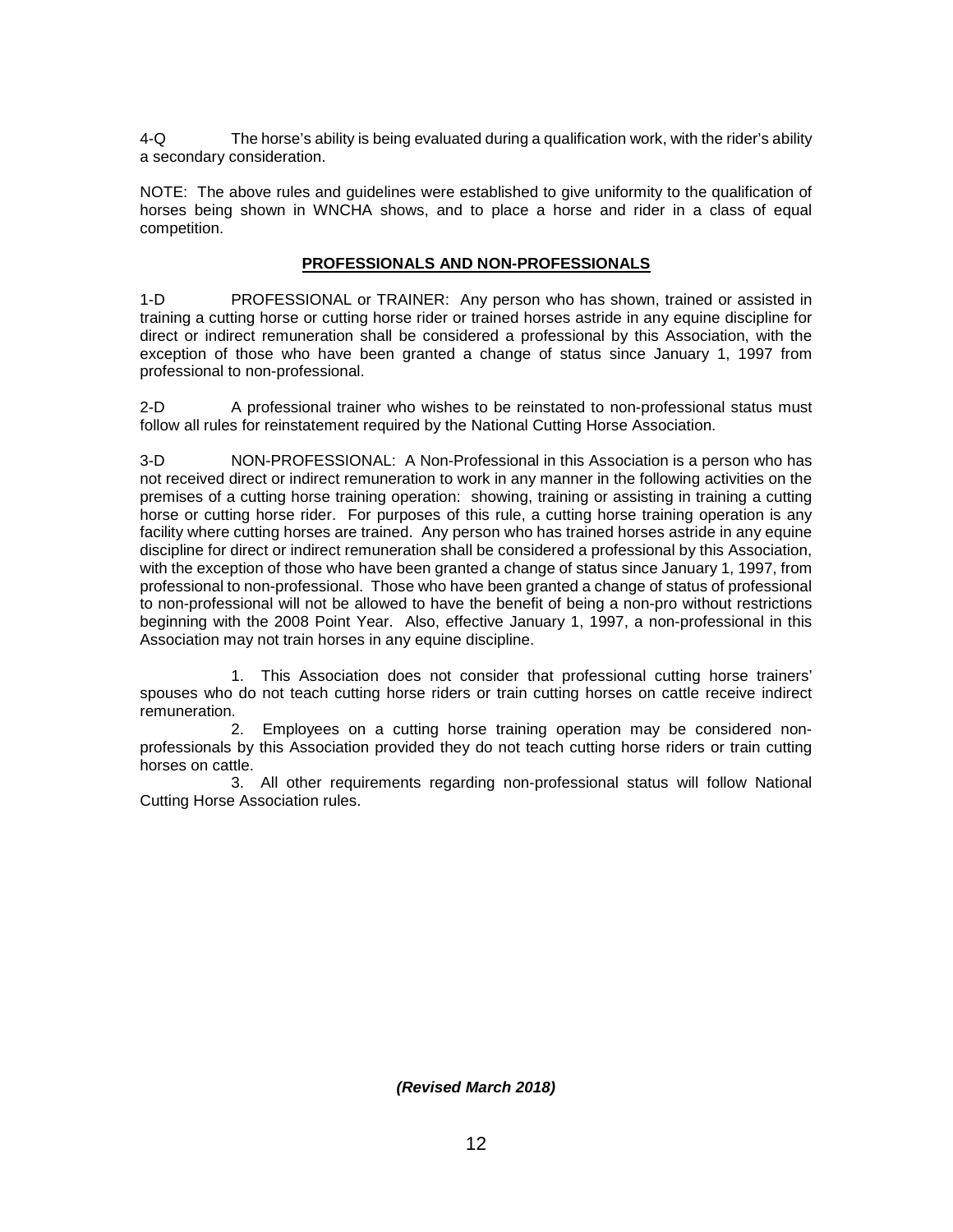4-Q The horse's ability is being evaluated during a qualification work, with the rider's ability a secondary consideration.

NOTE: The above rules and guidelines were established to give uniformity to the qualification of horses being shown in WNCHA shows, and to place a horse and rider in a class of equal competition.

## PROFESSIONALS AND NON-PROFESSIONALS

1-D PROFESSIONAL or TRAINER: Any person who has shown, trained or assisted in training a cutting horse or cutting horse rider or trained horses astride in any equine discipline for direct or indirect remuneration shall be considered a professional by this Association, with the exception of those who have been granted a change of status since January 1, 1997 from professional to non-professional.

2-D A professional trainer who wishes to be reinstated to non-professional status must follow all rules for reinstatement required by the National Cutting Horse Association.

3-D NON-PROFESSIONAL: A Non-Professional in this Association is a person who has not received direct or indirect remuneration to work in any manner in the following activities on the premises of a cutting horse training operation: showing, training or assisting in training a cutting horse or cutting horse rider. For purposes of this rule, a cutting horse training operation is any facility where cutting horses are trained. Any person who has trained horses astride in any equine discipline for direct or indirect remuneration shall be considered a professional by this Association, with the exception of those who have been granted a change of status since January 1, 1997, from professional to non-professional. Those who have been granted a change of status of professional to non-professional will not be allowed to have the benefit of being a non-pro without restrictions beginning with the 2008 Point Year. Also, effective January 1, 1997, a non-professional in this Association may not train horses in any equine discipline.

1. This Association does not consider that professional cutting horse trainers' spouses who do not teach cutting horse riders or train cutting horses on cattle receive indirect remuneration.
2. Employees on a cutting horse training operation may be considered non-professionals by this Association provided they do not teach cutting horse riders or train cutting horses on cattle.
3. All other requirements regarding non-professional status will follow National Cutting Horse Association rules.

***(Revised March 2018)***